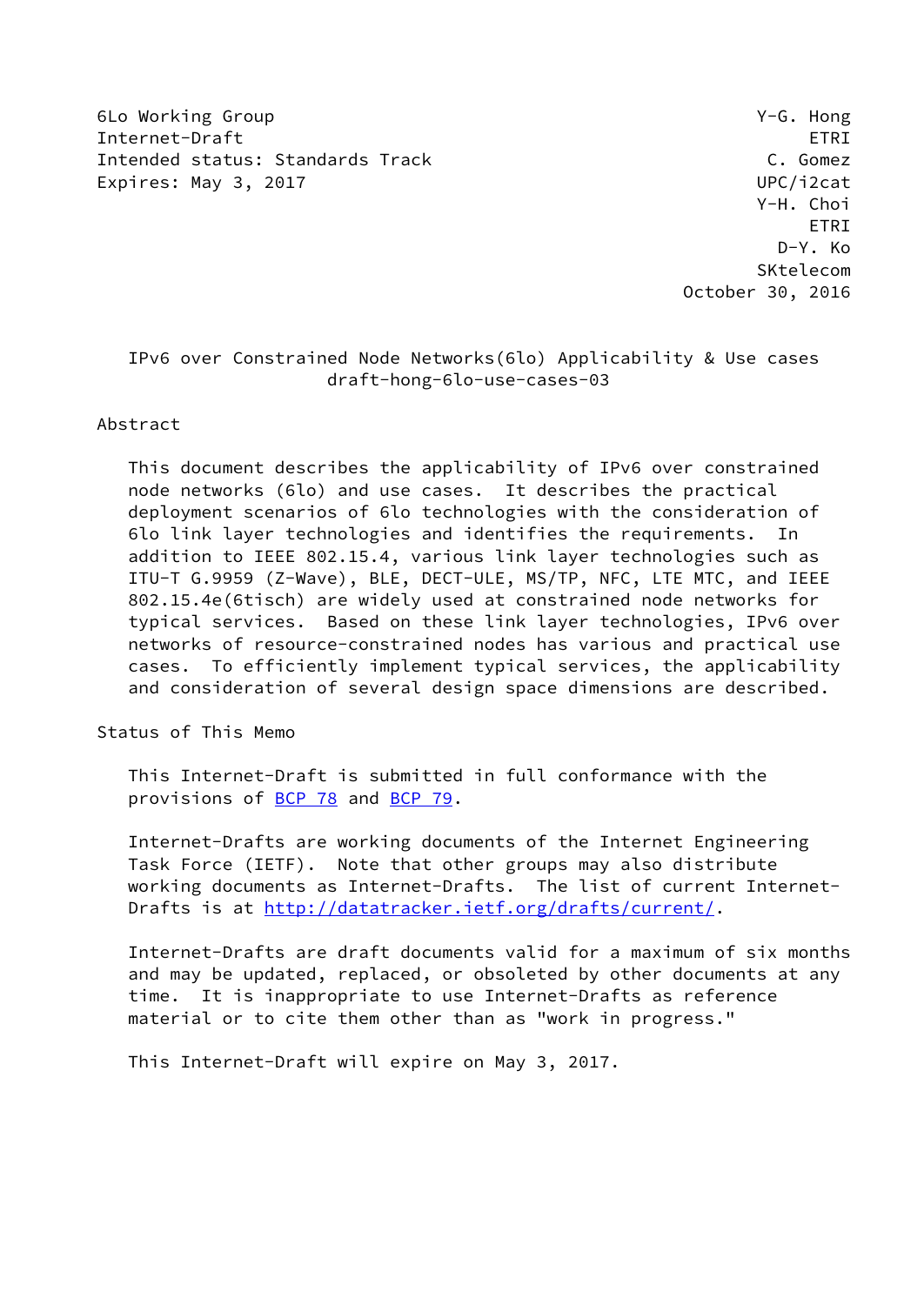6Lo Working Group                                              Y-G. Hong
Internet-Draft                                                      ETRI
Intended status: Standards Track                                C. Gomez
Expires: May 3, 2017                                          UPC/i2cat
                                                                Y-H. Choi
                                                                     ETRI
                                                                  D-Y. Ko
                                                                SKtelecom
                                                         October 30, 2016

# IPv6 over Constrained Node Networks(6lo) Applicability & Use cases
draft-hong-6lo-use-cases-03

## Abstract

This document describes the applicability of IPv6 over constrained node networks (6lo) and use cases. It describes the practical deployment scenarios of 6lo technologies with the consideration of 6lo link layer technologies and identifies the requirements. In addition to IEEE 802.15.4, various link layer technologies such as ITU-T G.9959 (Z-Wave), BLE, DECT-ULE, MS/TP, NFC, LTE MTC, and IEEE 802.15.4e(6tisch) are widely used at constrained node networks for typical services. Based on these link layer technologies, IPv6 over networks of resource-constrained nodes has various and practical use cases. To efficiently implement typical services, the applicability and consideration of several design space dimensions are described.

## Status of This Memo

This Internet-Draft is submitted in full conformance with the provisions of BCP 78 and BCP 79.

Internet-Drafts are working documents of the Internet Engineering Task Force (IETF). Note that other groups may also distribute working documents as Internet-Drafts. The list of current Internet-Drafts is at http://datatracker.ietf.org/drafts/current/.

Internet-Drafts are draft documents valid for a maximum of six months and may be updated, replaced, or obsoleted by other documents at any time. It is inappropriate to use Internet-Drafts as reference material or to cite them other than as "work in progress."

This Internet-Draft will expire on May 3, 2017.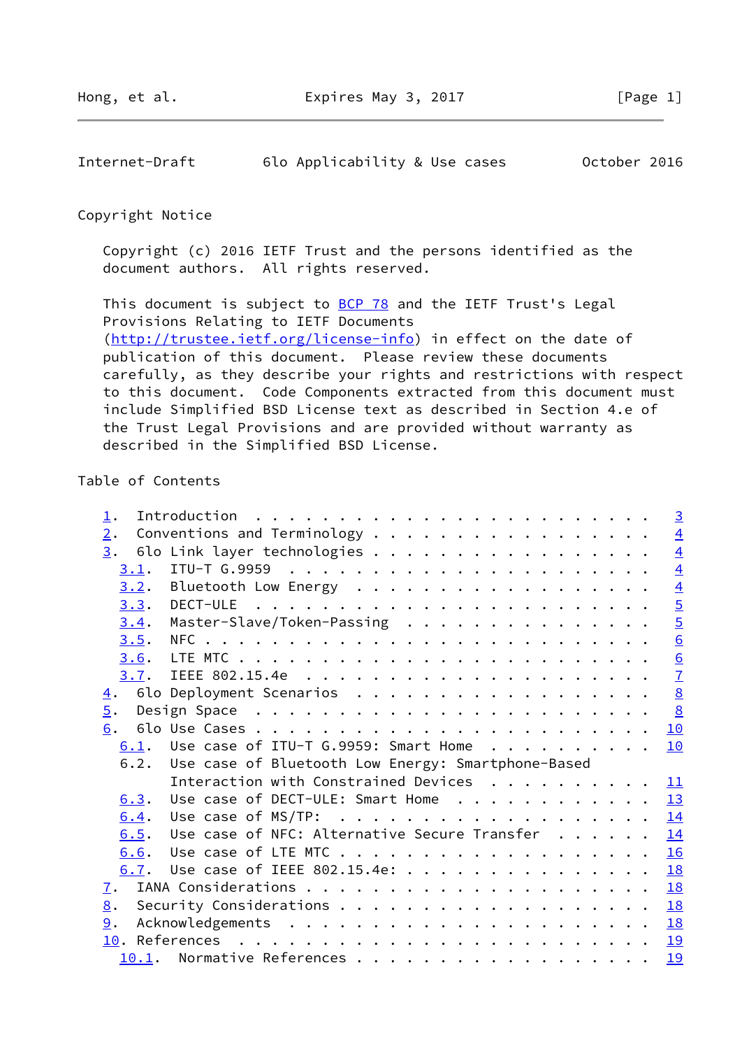## Copyright Notice

Copyright (c) 2016 IETF Trust and the persons identified as the document authors. All rights reserved.

This document is subject to BCP 78 and the IETF Trust's Legal Provisions Relating to IETF Documents (http://trustee.ietf.org/license-info) in effect on the date of publication of this document. Please review these documents carefully, as they describe your rights and restrictions with respect to this document. Code Components extracted from this document must include Simplified BSD License text as described in Section 4.e of the Trust Legal Provisions and are provided without warranty as described in the Simplified BSD License.

## Table of Contents

```
   1.  Introduction . . . . . . . . . . . . . . . . . . . . . . . .   3
   2.  Conventions and Terminology . . . . . . . . . . . . . . . . .   4
   3.  6lo Link layer technologies . . . . . . . . . . . . . . . . .   4
     3.1.  ITU-T G.9959  . . . . . . . . . . . . . . . . . . . . . .   4
     3.2.  Bluetooth Low Energy  . . . . . . . . . . . . . . . . . .   4
     3.3.  DECT-ULE  . . . . . . . . . . . . . . . . . . . . . . . .   5
     3.4.  Master-Slave/Token-Passing  . . . . . . . . . . . . . . .   5
     3.5.  NFC . . . . . . . . . . . . . . . . . . . . . . . . . . .   6
     3.6.  LTE MTC . . . . . . . . . . . . . . . . . . . . . . . . .   6
     3.7.  IEEE 802.15.4e  . . . . . . . . . . . . . . . . . . . . .   7
   4.  6lo Deployment Scenarios  . . . . . . . . . . . . . . . . . .   8
   5.  Design Space  . . . . . . . . . . . . . . . . . . . . . . . .   8
   6.  6lo Use Cases . . . . . . . . . . . . . . . . . . . . . . . .  10
     6.1.  Use case of ITU-T G.9959: Smart Home  . . . . . . . . . .  10
     6.2.  Use case of Bluetooth Low Energy: Smartphone-Based
           Interaction with Constrained Devices  . . . . . . . . . .  11
     6.3.  Use case of DECT-ULE: Smart Home  . . . . . . . . . . . .  13
     6.4.  Use case of MS/TP:  . . . . . . . . . . . . . . . . . . .  14
     6.5.  Use case of NFC: Alternative Secure Transfer  . . . . . .  14
     6.6.  Use case of LTE MTC . . . . . . . . . . . . . . . . . . .  16
     6.7.  Use case of IEEE 802.15.4e: . . . . . . . . . . . . . . .  18
   7.  IANA Considerations . . . . . . . . . . . . . . . . . . . . .  18
   8.  Security Considerations . . . . . . . . . . . . . . . . . . .  18
   9.  Acknowledgements  . . . . . . . . . . . . . . . . . . . . . .  18
   10. References  . . . . . . . . . . . . . . . . . . . . . . . . .  19
     10.1.  Normative References . . . . . . . . . . . . . . . . . .  19
```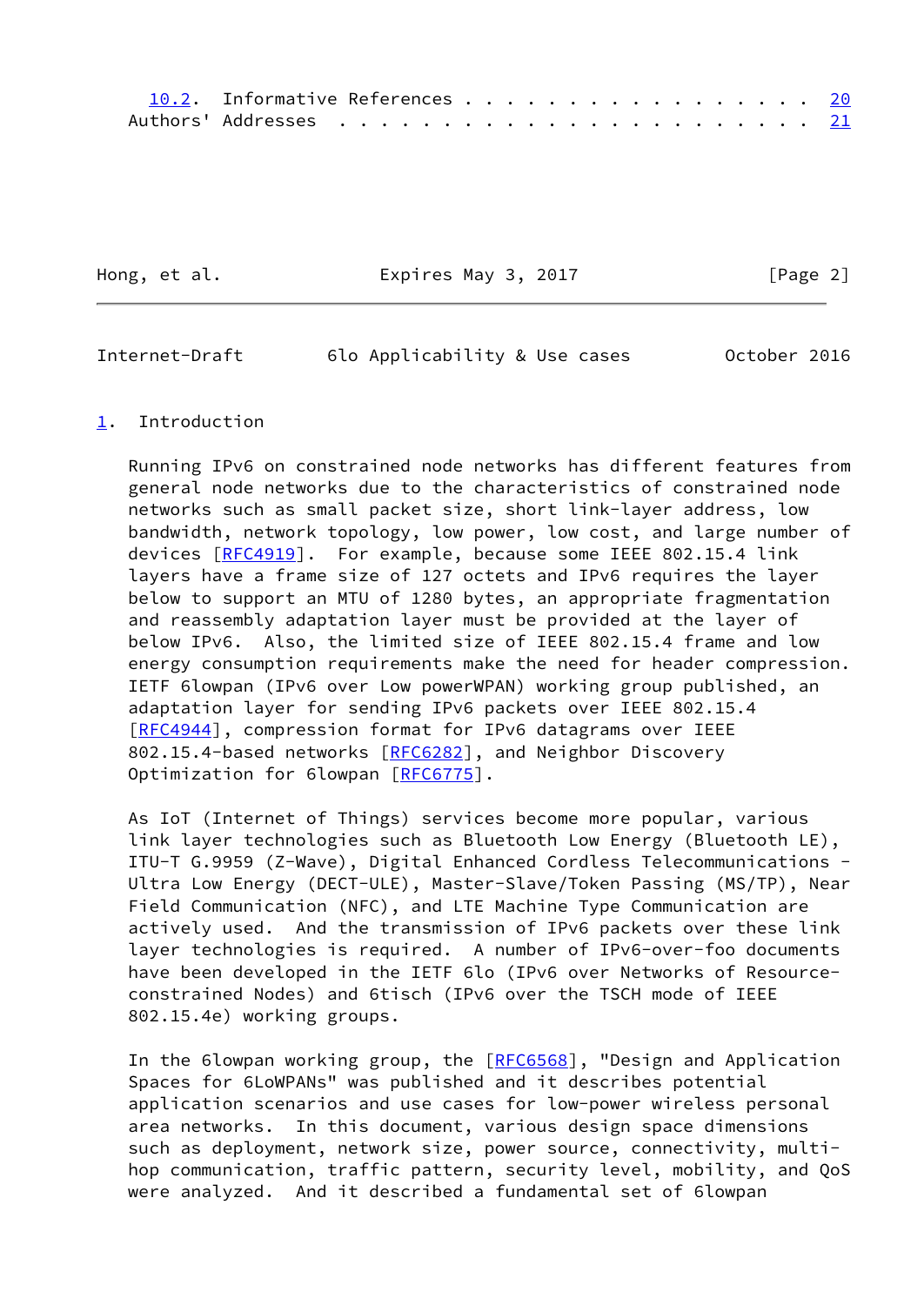10.2. Informative References . . . . . . . . . . . . . . . . . . 20
Authors' Addresses . . . . . . . . . . . . . . . . . . . . . . . 21

## 1. Introduction

Running IPv6 on constrained node networks has different features from general node networks due to the characteristics of constrained node networks such as small packet size, short link-layer address, low bandwidth, network topology, low power, low cost, and large number of devices [RFC4919]. For example, because some IEEE 802.15.4 link layers have a frame size of 127 octets and IPv6 requires the layer below to support an MTU of 1280 bytes, an appropriate fragmentation and reassembly adaptation layer must be provided at the layer of below IPv6. Also, the limited size of IEEE 802.15.4 frame and low energy consumption requirements make the need for header compression. IETF 6lowpan (IPv6 over Low powerWPAN) working group published, an adaptation layer for sending IPv6 packets over IEEE 802.15.4 [RFC4944], compression format for IPv6 datagrams over IEEE 802.15.4-based networks [RFC6282], and Neighbor Discovery Optimization for 6lowpan [RFC6775].

As IoT (Internet of Things) services become more popular, various link layer technologies such as Bluetooth Low Energy (Bluetooth LE), ITU-T G.9959 (Z-Wave), Digital Enhanced Cordless Telecommunications - Ultra Low Energy (DECT-ULE), Master-Slave/Token Passing (MS/TP), Near Field Communication (NFC), and LTE Machine Type Communication are actively used. And the transmission of IPv6 packets over these link layer technologies is required. A number of IPv6-over-foo documents have been developed in the IETF 6lo (IPv6 over Networks of Resource-constrained Nodes) and 6tisch (IPv6 over the TSCH mode of IEEE 802.15.4e) working groups.

In the 6lowpan working group, the [RFC6568], "Design and Application Spaces for 6LoWPANs" was published and it describes potential application scenarios and use cases for low-power wireless personal area networks. In this document, various design space dimensions such as deployment, network size, power source, connectivity, multi-hop communication, traffic pattern, security level, mobility, and QoS were analyzed. And it described a fundamental set of 6lowpan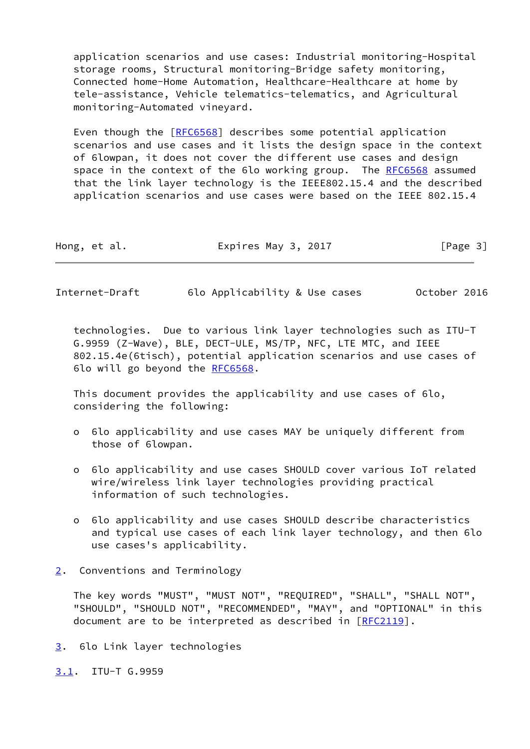application scenarios and use cases: Industrial monitoring-Hospital storage rooms, Structural monitoring-Bridge safety monitoring, Connected home-Home Automation, Healthcare-Healthcare at home by tele-assistance, Vehicle telematics-telematics, and Agricultural monitoring-Automated vineyard.

Even though the [RFC6568] describes some potential application scenarios and use cases and it lists the design space in the context of 6lowpan, it does not cover the different use cases and design space in the context of the 6lo working group. The RFC6568 assumed that the link layer technology is the IEEE802.15.4 and the described application scenarios and use cases were based on the IEEE 802.15.4 technologies. Due to various link layer technologies such as ITU-T G.9959 (Z-Wave), BLE, DECT-ULE, MS/TP, NFC, LTE MTC, and IEEE 802.15.4e(6tisch), potential application scenarios and use cases of 6lo will go beyond the RFC6568.

This document provides the applicability and use cases of 6lo, considering the following:

- 6lo applicability and use cases MAY be uniquely different from those of 6lowpan.
- 6lo applicability and use cases SHOULD cover various IoT related wire/wireless link layer technologies providing practical information of such technologies.
- 6lo applicability and use cases SHOULD describe characteristics and typical use cases of each link layer technology, and then 6lo use cases's applicability.

## 2. Conventions and Terminology

The key words "MUST", "MUST NOT", "REQUIRED", "SHALL", "SHALL NOT", "SHOULD", "SHOULD NOT", "RECOMMENDED", "MAY", and "OPTIONAL" in this document are to be interpreted as described in [RFC2119].

## 3. 6lo Link layer technologies

### 3.1. ITU-T G.9959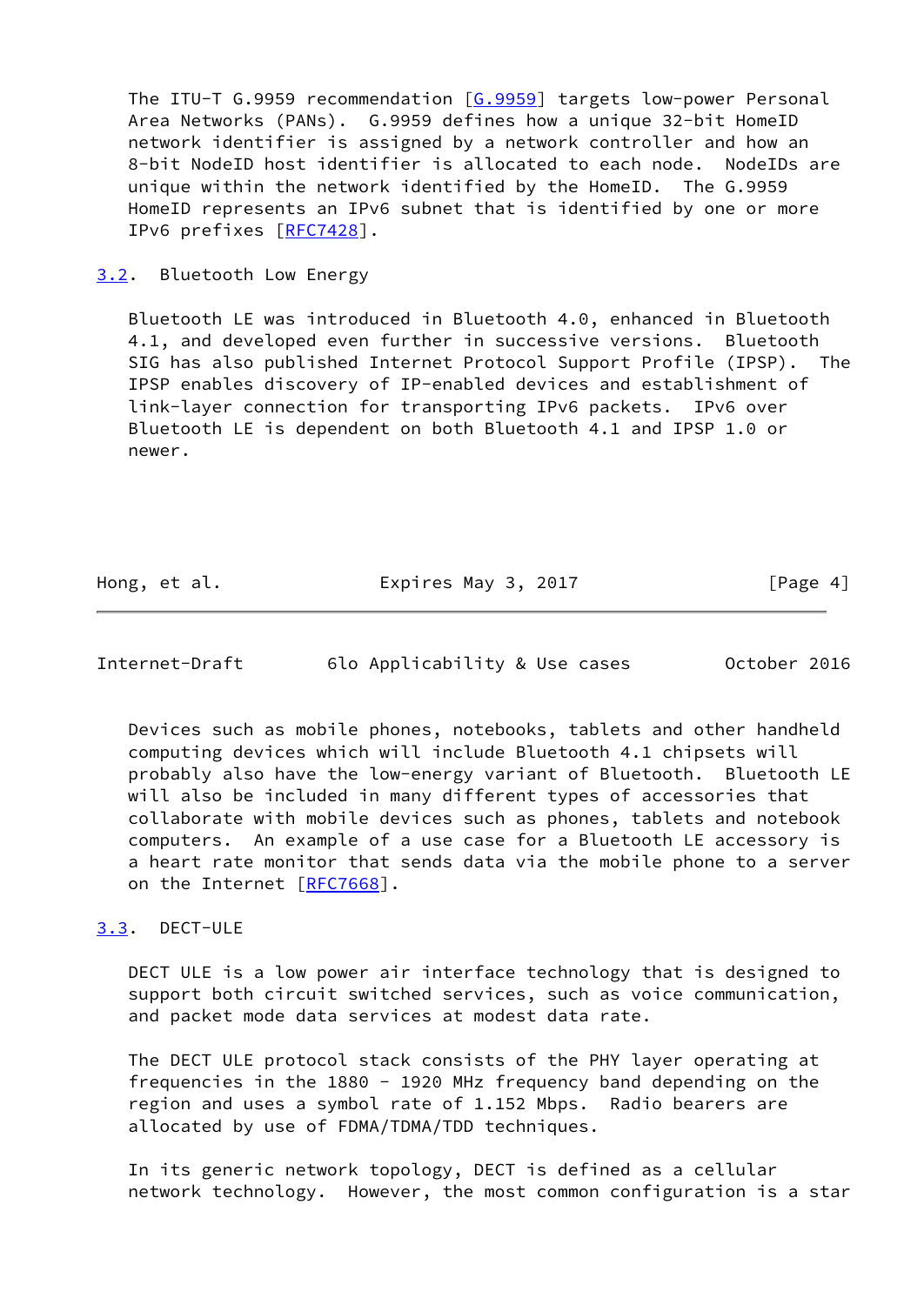The ITU-T G.9959 recommendation [G.9959] targets low-power Personal Area Networks (PANs). G.9959 defines how a unique 32-bit HomeID network identifier is assigned by a network controller and how an 8-bit NodeID host identifier is allocated to each node. NodeIDs are unique within the network identified by the HomeID. The G.9959 HomeID represents an IPv6 subnet that is identified by one or more IPv6 prefixes [RFC7428].

### 3.2. Bluetooth Low Energy

Bluetooth LE was introduced in Bluetooth 4.0, enhanced in Bluetooth 4.1, and developed even further in successive versions. Bluetooth SIG has also published Internet Protocol Support Profile (IPSP). The IPSP enables discovery of IP-enabled devices and establishment of link-layer connection for transporting IPv6 packets. IPv6 over Bluetooth LE is dependent on both Bluetooth 4.1 and IPSP 1.0 or newer.

Devices such as mobile phones, notebooks, tablets and other handheld computing devices which will include Bluetooth 4.1 chipsets will probably also have the low-energy variant of Bluetooth. Bluetooth LE will also be included in many different types of accessories that collaborate with mobile devices such as phones, tablets and notebook computers. An example of a use case for a Bluetooth LE accessory is a heart rate monitor that sends data via the mobile phone to a server on the Internet [RFC7668].

### 3.3. DECT-ULE

DECT ULE is a low power air interface technology that is designed to support both circuit switched services, such as voice communication, and packet mode data services at modest data rate.

The DECT ULE protocol stack consists of the PHY layer operating at frequencies in the 1880 - 1920 MHz frequency band depending on the region and uses a symbol rate of 1.152 Mbps. Radio bearers are allocated by use of FDMA/TDMA/TDD techniques.

In its generic network topology, DECT is defined as a cellular network technology. However, the most common configuration is a star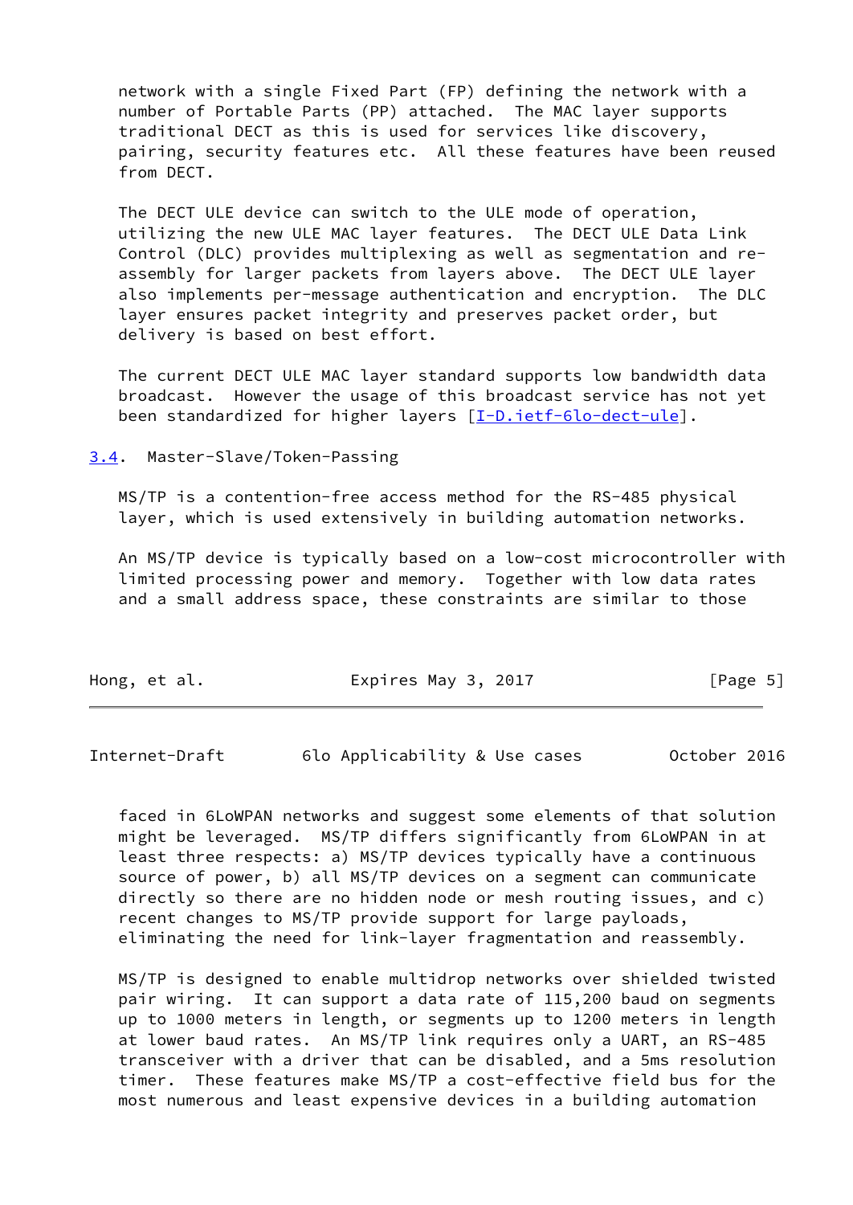network with a single Fixed Part (FP) defining the network with a number of Portable Parts (PP) attached. The MAC layer supports traditional DECT as this is used for services like discovery, pairing, security features etc. All these features have been reused from DECT.

The DECT ULE device can switch to the ULE mode of operation, utilizing the new ULE MAC layer features. The DECT ULE Data Link Control (DLC) provides multiplexing as well as segmentation and re-assembly for larger packets from layers above. The DECT ULE layer also implements per-message authentication and encryption. The DLC layer ensures packet integrity and preserves packet order, but delivery is based on best effort.

The current DECT ULE MAC layer standard supports low bandwidth data broadcast. However the usage of this broadcast service has not yet been standardized for higher layers [I-D.ietf-6lo-dect-ule].

## 3.4. Master-Slave/Token-Passing

MS/TP is a contention-free access method for the RS-485 physical layer, which is used extensively in building automation networks.

An MS/TP device is typically based on a low-cost microcontroller with limited processing power and memory. Together with low data rates and a small address space, these constraints are similar to those faced in 6LoWPAN networks and suggest some elements of that solution might be leveraged. MS/TP differs significantly from 6LoWPAN in at least three respects: a) MS/TP devices typically have a continuous source of power, b) all MS/TP devices on a segment can communicate directly so there are no hidden node or mesh routing issues, and c) recent changes to MS/TP provide support for large payloads, eliminating the need for link-layer fragmentation and reassembly.

MS/TP is designed to enable multidrop networks over shielded twisted pair wiring. It can support a data rate of 115,200 baud on segments up to 1000 meters in length, or segments up to 1200 meters in length at lower baud rates. An MS/TP link requires only a UART, an RS-485 transceiver with a driver that can be disabled, and a 5ms resolution timer. These features make MS/TP a cost-effective field bus for the most numerous and least expensive devices in a building automation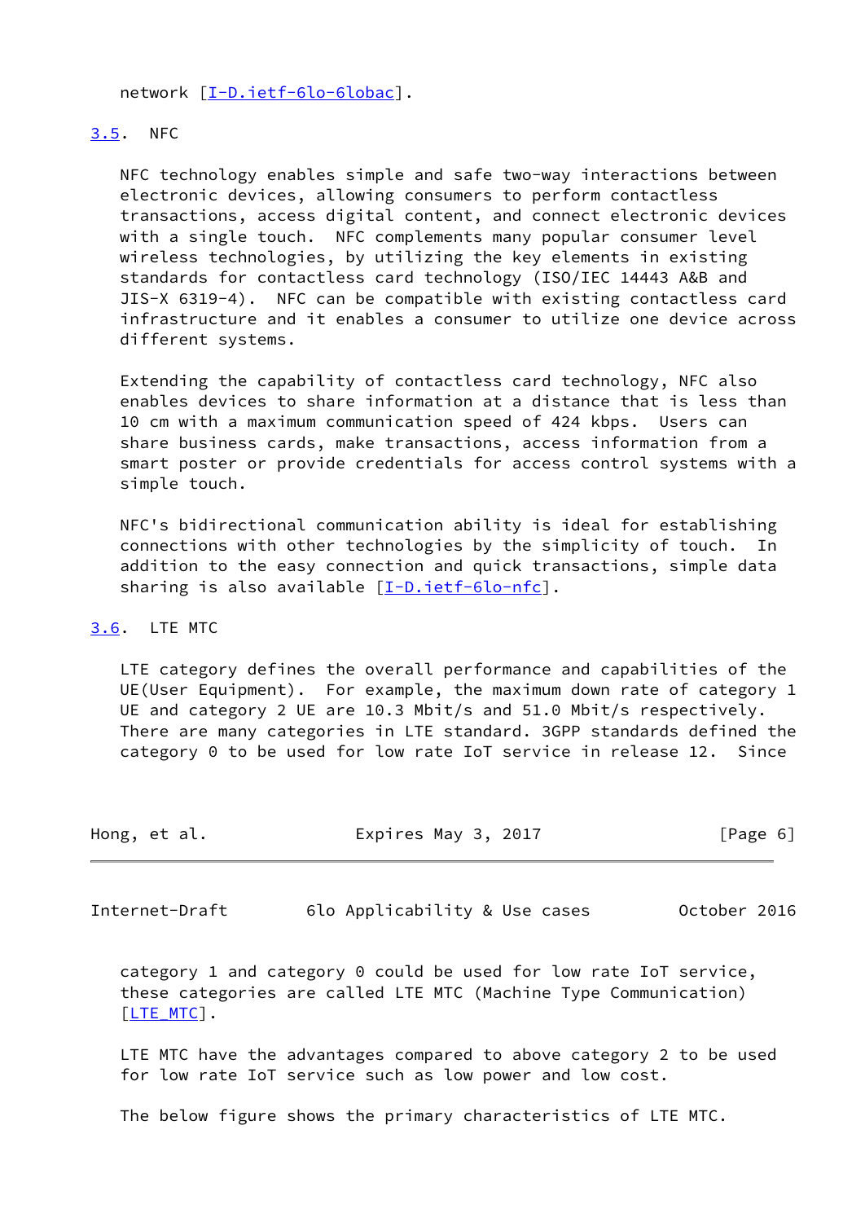network [I-D.ietf-6lo-6lobac].

### 3.5. NFC

NFC technology enables simple and safe two-way interactions between electronic devices, allowing consumers to perform contactless transactions, access digital content, and connect electronic devices with a single touch. NFC complements many popular consumer level wireless technologies, by utilizing the key elements in existing standards for contactless card technology (ISO/IEC 14443 A&B and JIS-X 6319-4). NFC can be compatible with existing contactless card infrastructure and it enables a consumer to utilize one device across different systems.

Extending the capability of contactless card technology, NFC also enables devices to share information at a distance that is less than 10 cm with a maximum communication speed of 424 kbps. Users can share business cards, make transactions, access information from a smart poster or provide credentials for access control systems with a simple touch.

NFC's bidirectional communication ability is ideal for establishing connections with other technologies by the simplicity of touch. In addition to the easy connection and quick transactions, simple data sharing is also available [I-D.ietf-6lo-nfc].

### 3.6. LTE MTC

LTE category defines the overall performance and capabilities of the UE(User Equipment). For example, the maximum down rate of category 1 UE and category 2 UE are 10.3 Mbit/s and 51.0 Mbit/s respectively. There are many categories in LTE standard. 3GPP standards defined the category 0 to be used for low rate IoT service in release 12. Since category 1 and category 0 could be used for low rate IoT service, these categories are called LTE MTC (Machine Type Communication) [LTE_MTC].

LTE MTC have the advantages compared to above category 2 to be used for low rate IoT service such as low power and low cost.

The below figure shows the primary characteristics of LTE MTC.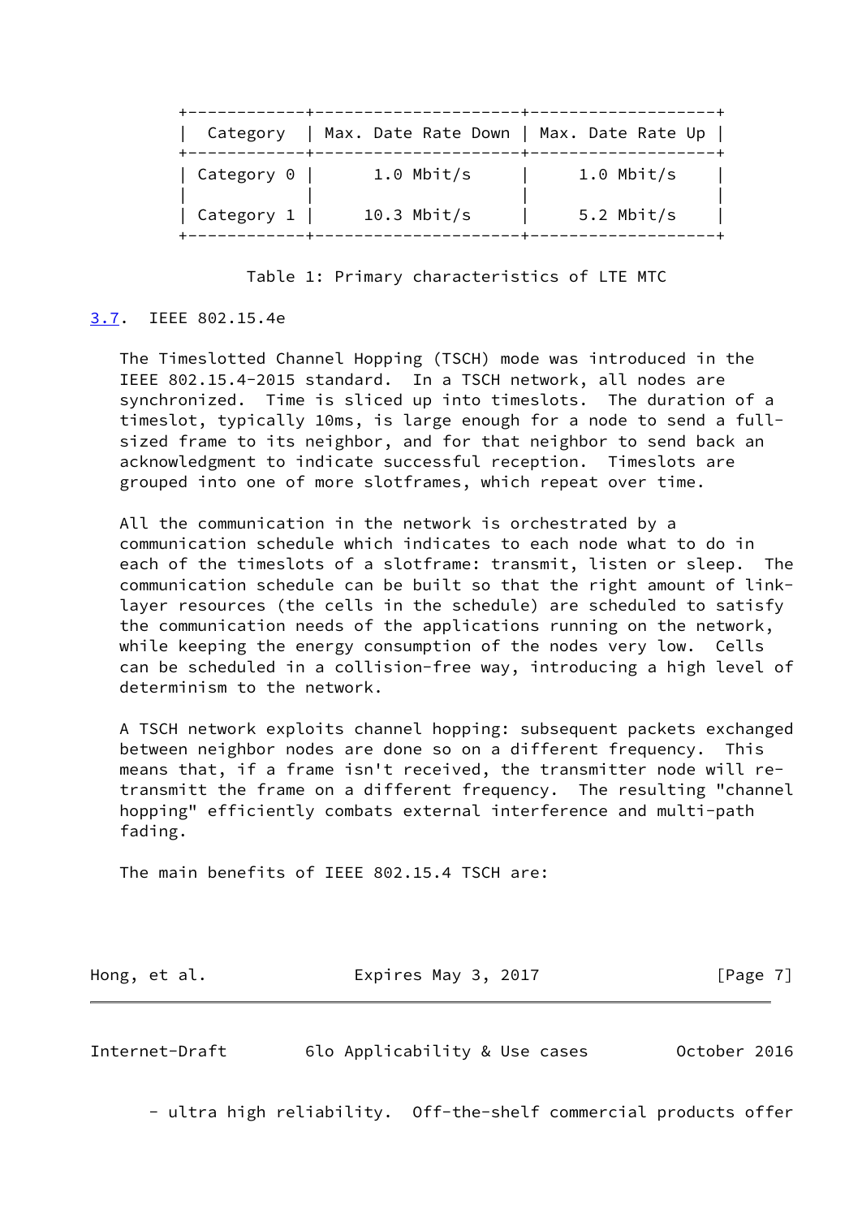| Category | Max. Date Rate Down | Max. Date Rate Up |
| --- | --- | --- |
| Category 0 | 1.0 Mbit/s | 1.0 Mbit/s |
| Category 1 | 10.3 Mbit/s | 5.2 Mbit/s |

Table 1: Primary characteristics of LTE MTC

### 3.7. IEEE 802.15.4e

The Timeslotted Channel Hopping (TSCH) mode was introduced in the IEEE 802.15.4-2015 standard. In a TSCH network, all nodes are synchronized. Time is sliced up into timeslots. The duration of a timeslot, typically 10ms, is large enough for a node to send a full-sized frame to its neighbor, and for that neighbor to send back an acknowledgment to indicate successful reception. Timeslots are grouped into one of more slotframes, which repeat over time.

All the communication in the network is orchestrated by a communication schedule which indicates to each node what to do in each of the timeslots of a slotframe: transmit, listen or sleep. The communication schedule can be built so that the right amount of link-layer resources (the cells in the schedule) are scheduled to satisfy the communication needs of the applications running on the network, while keeping the energy consumption of the nodes very low. Cells can be scheduled in a collision-free way, introducing a high level of determinism to the network.

A TSCH network exploits channel hopping: subsequent packets exchanged between neighbor nodes are done so on a different frequency. This means that, if a frame isn't received, the transmitter node will re-transmitt the frame on a different frequency. The resulting "channel hopping" efficiently combats external interference and multi-path fading.

The main benefits of IEEE 802.15.4 TSCH are:

- ultra high reliability. Off-the-shelf commercial products offer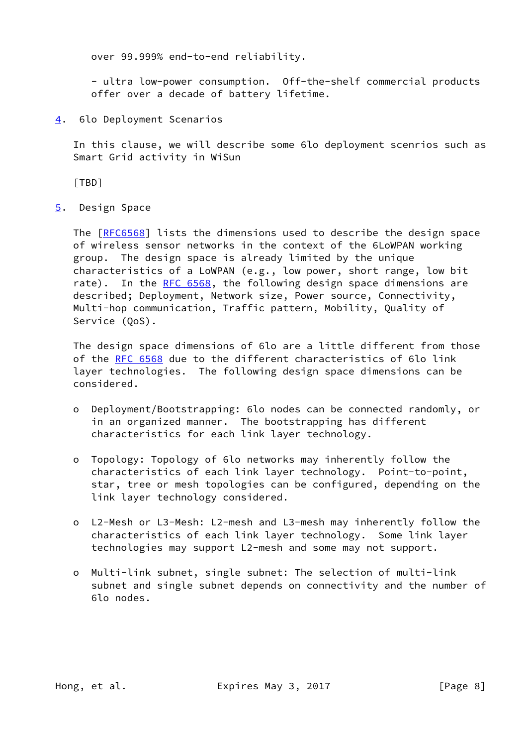over 99.999% end-to-end reliability.

- ultra low-power consumption. Off-the-shelf commercial products offer over a decade of battery lifetime.

## 4. 6lo Deployment Scenarios

In this clause, we will describe some 6lo deployment scenrios such as Smart Grid activity in WiSun

[TBD]

## 5. Design Space

The [RFC6568] lists the dimensions used to describe the design space of wireless sensor networks in the context of the 6LoWPAN working group. The design space is already limited by the unique characteristics of a LoWPAN (e.g., low power, short range, low bit rate). In the RFC 6568, the following design space dimensions are described; Deployment, Network size, Power source, Connectivity, Multi-hop communication, Traffic pattern, Mobility, Quality of Service (QoS).

The design space dimensions of 6lo are a little different from those of the RFC 6568 due to the different characteristics of 6lo link layer technologies. The following design space dimensions can be considered.

- Deployment/Bootstrapping: 6lo nodes can be connected randomly, or in an organized manner. The bootstrapping has different characteristics for each link layer technology.

- Topology: Topology of 6lo networks may inherently follow the characteristics of each link layer technology. Point-to-point, star, tree or mesh topologies can be configured, depending on the link layer technology considered.

- L2-Mesh or L3-Mesh: L2-mesh and L3-mesh may inherently follow the characteristics of each link layer technology. Some link layer technologies may support L2-mesh and some may not support.

- Multi-link subnet, single subnet: The selection of multi-link subnet and single subnet depends on connectivity and the number of 6lo nodes.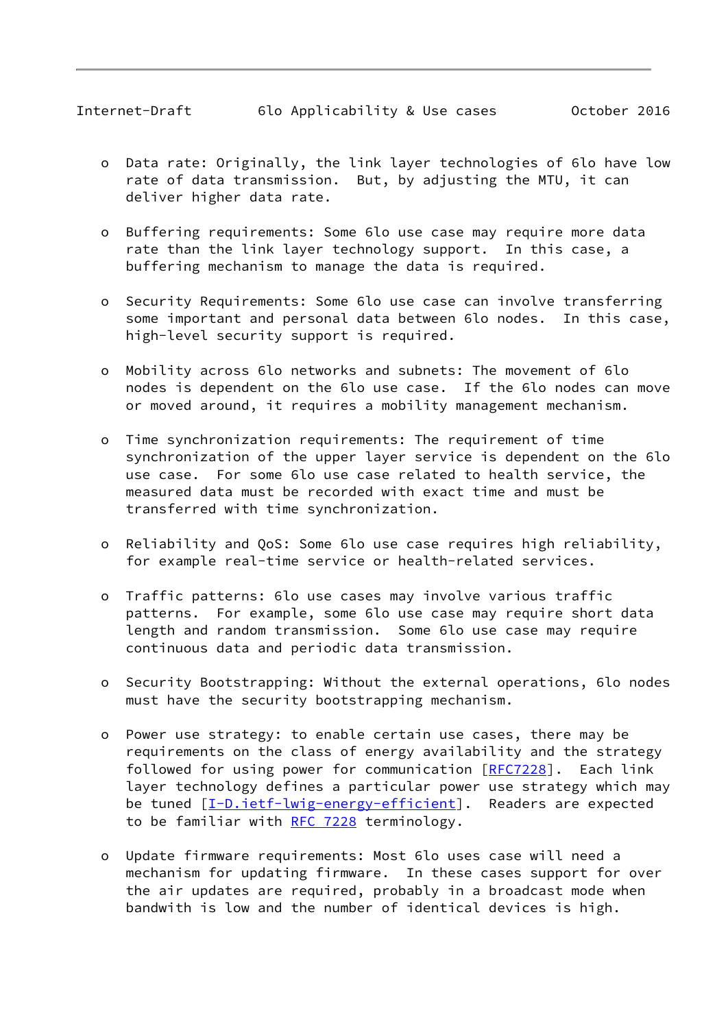- Data rate: Originally, the link layer technologies of 6lo have low rate of data transmission. But, by adjusting the MTU, it can deliver higher data rate.

- Buffering requirements: Some 6lo use case may require more data rate than the link layer technology support. In this case, a buffering mechanism to manage the data is required.

- Security Requirements: Some 6lo use case can involve transferring some important and personal data between 6lo nodes. In this case, high-level security support is required.

- Mobility across 6lo networks and subnets: The movement of 6lo nodes is dependent on the 6lo use case. If the 6lo nodes can move or moved around, it requires a mobility management mechanism.

- Time synchronization requirements: The requirement of time synchronization of the upper layer service is dependent on the 6lo use case. For some 6lo use case related to health service, the measured data must be recorded with exact time and must be transferred with time synchronization.

- Reliability and QoS: Some 6lo use case requires high reliability, for example real-time service or health-related services.

- Traffic patterns: 6lo use cases may involve various traffic patterns. For example, some 6lo use case may require short data length and random transmission. Some 6lo use case may require continuous data and periodic data transmission.

- Security Bootstrapping: Without the external operations, 6lo nodes must have the security bootstrapping mechanism.

- Power use strategy: to enable certain use cases, there may be requirements on the class of energy availability and the strategy followed for using power for communication [RFC7228]. Each link layer technology defines a particular power use strategy which may be tuned [I-D.ietf-lwig-energy-efficient]. Readers are expected to be familiar with RFC 7228 terminology.

- Update firmware requirements: Most 6lo uses case will need a mechanism for updating firmware. In these cases support for over the air updates are required, probably in a broadcast mode when bandwith is low and the number of identical devices is high.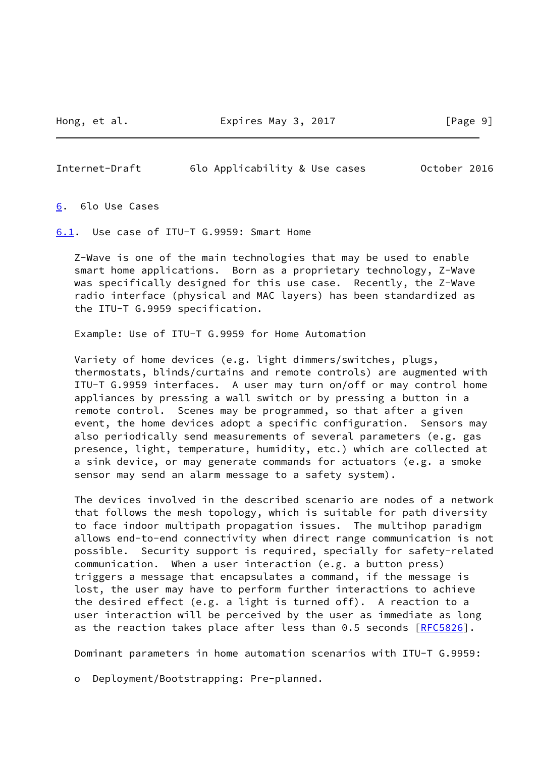## 6. 6lo Use Cases

### 6.1. Use case of ITU-T G.9959: Smart Home

Z-Wave is one of the main technologies that may be used to enable smart home applications. Born as a proprietary technology, Z-Wave was specifically designed for this use case. Recently, the Z-Wave radio interface (physical and MAC layers) has been standardized as the ITU-T G.9959 specification.

Example: Use of ITU-T G.9959 for Home Automation

Variety of home devices (e.g. light dimmers/switches, plugs, thermostats, blinds/curtains and remote controls) are augmented with ITU-T G.9959 interfaces. A user may turn on/off or may control home appliances by pressing a wall switch or by pressing a button in a remote control. Scenes may be programmed, so that after a given event, the home devices adopt a specific configuration. Sensors may also periodically send measurements of several parameters (e.g. gas presence, light, temperature, humidity, etc.) which are collected at a sink device, or may generate commands for actuators (e.g. a smoke sensor may send an alarm message to a safety system).

The devices involved in the described scenario are nodes of a network that follows the mesh topology, which is suitable for path diversity to face indoor multipath propagation issues. The multihop paradigm allows end-to-end connectivity when direct range communication is not possible. Security support is required, specially for safety-related communication. When a user interaction (e.g. a button press) triggers a message that encapsulates a command, if the message is lost, the user may have to perform further interactions to achieve the desired effect (e.g. a light is turned off). A reaction to a user interaction will be perceived by the user as immediate as long as the reaction takes place after less than 0.5 seconds [RFC5826].

Dominant parameters in home automation scenarios with ITU-T G.9959:

- Deployment/Bootstrapping: Pre-planned.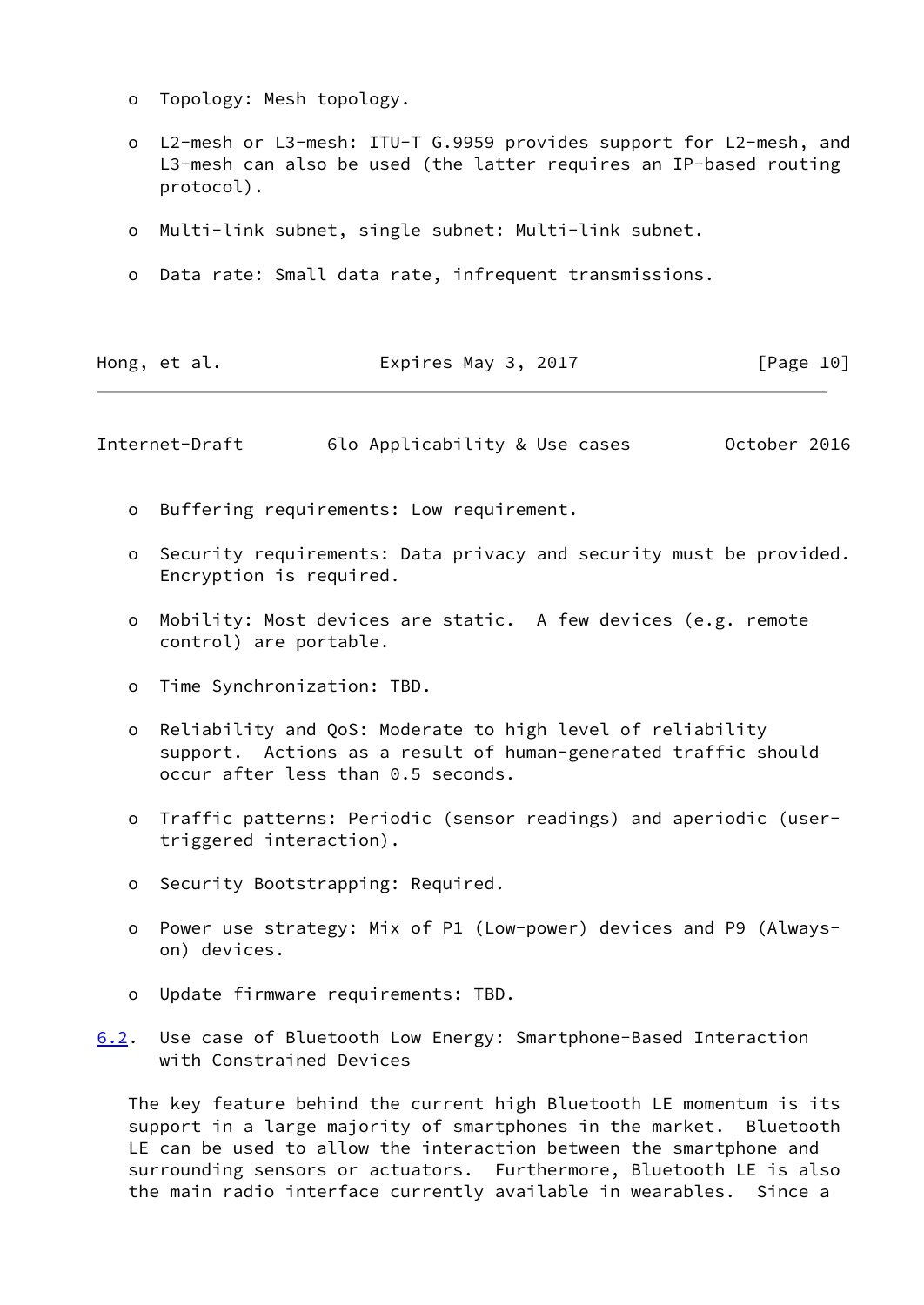- Topology: Mesh topology.

- L2-mesh or L3-mesh: ITU-T G.9959 provides support for L2-mesh, and L3-mesh can also be used (the latter requires an IP-based routing protocol).

- Multi-link subnet, single subnet: Multi-link subnet.

- Data rate: Small data rate, infrequent transmissions.

- Buffering requirements: Low requirement.

- Security requirements: Data privacy and security must be provided. Encryption is required.

- Mobility: Most devices are static. A few devices (e.g. remote control) are portable.

- Time Synchronization: TBD.

- Reliability and QoS: Moderate to high level of reliability support. Actions as a result of human-generated traffic should occur after less than 0.5 seconds.

- Traffic patterns: Periodic (sensor readings) and aperiodic (user-triggered interaction).

- Security Bootstrapping: Required.

- Power use strategy: Mix of P1 (Low-power) devices and P9 (Always-on) devices.

- Update firmware requirements: TBD.

### 6.2. Use case of Bluetooth Low Energy: Smartphone-Based Interaction with Constrained Devices

The key feature behind the current high Bluetooth LE momentum is its support in a large majority of smartphones in the market. Bluetooth LE can be used to allow the interaction between the smartphone and surrounding sensors or actuators. Furthermore, Bluetooth LE is also the main radio interface currently available in wearables. Since a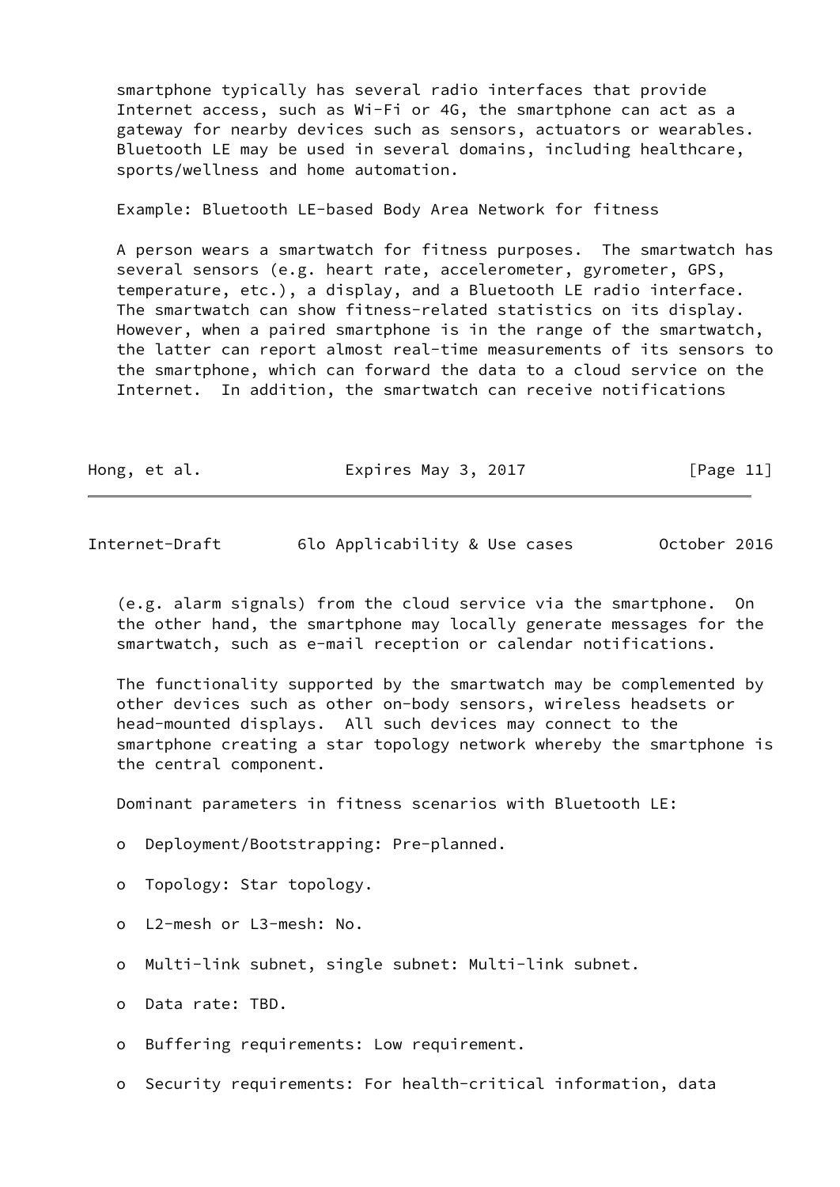smartphone typically has several radio interfaces that provide Internet access, such as Wi-Fi or 4G, the smartphone can act as a gateway for nearby devices such as sensors, actuators or wearables. Bluetooth LE may be used in several domains, including healthcare, sports/wellness and home automation.

Example: Bluetooth LE-based Body Area Network for fitness

A person wears a smartwatch for fitness purposes. The smartwatch has several sensors (e.g. heart rate, accelerometer, gyrometer, GPS, temperature, etc.), a display, and a Bluetooth LE radio interface. The smartwatch can show fitness-related statistics on its display. However, when a paired smartphone is in the range of the smartwatch, the latter can report almost real-time measurements of its sensors to the smartphone, which can forward the data to a cloud service on the Internet. In addition, the smartwatch can receive notifications (e.g. alarm signals) from the cloud service via the smartphone. On the other hand, the smartphone may locally generate messages for the smartwatch, such as e-mail reception or calendar notifications.

The functionality supported by the smartwatch may be complemented by other devices such as other on-body sensors, wireless headsets or head-mounted displays. All such devices may connect to the smartphone creating a star topology network whereby the smartphone is the central component.

Dominant parameters in fitness scenarios with Bluetooth LE:

- Deployment/Bootstrapping: Pre-planned.
- Topology: Star topology.
- L2-mesh or L3-mesh: No.
- Multi-link subnet, single subnet: Multi-link subnet.
- Data rate: TBD.
- Buffering requirements: Low requirement.
- Security requirements: For health-critical information, data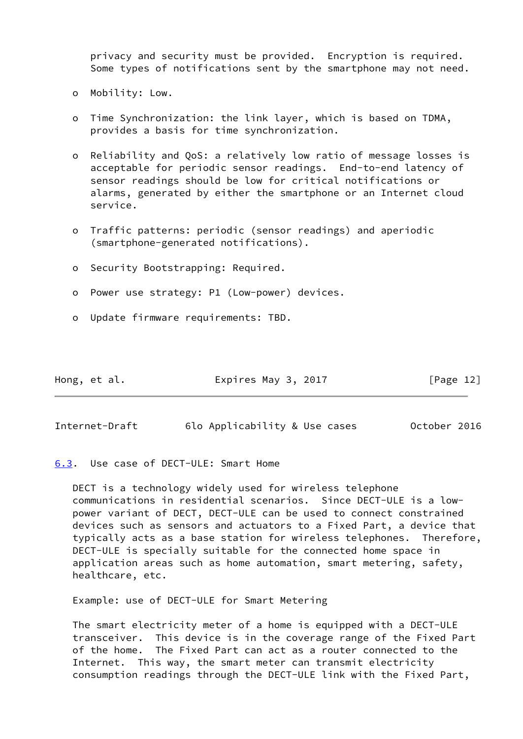privacy and security must be provided. Encryption is required. Some types of notifications sent by the smartphone may not need.

- Mobility: Low.

- Time Synchronization: the link layer, which is based on TDMA, provides a basis for time synchronization.

- Reliability and QoS: a relatively low ratio of message losses is acceptable for periodic sensor readings. End-to-end latency of sensor readings should be low for critical notifications or alarms, generated by either the smartphone or an Internet cloud service.

- Traffic patterns: periodic (sensor readings) and aperiodic (smartphone-generated notifications).

- Security Bootstrapping: Required.

- Power use strategy: P1 (Low-power) devices.

- Update firmware requirements: TBD.

### 6.3. Use case of DECT-ULE: Smart Home

DECT is a technology widely used for wireless telephone communications in residential scenarios. Since DECT-ULE is a low-power variant of DECT, DECT-ULE can be used to connect constrained devices such as sensors and actuators to a Fixed Part, a device that typically acts as a base station for wireless telephones. Therefore, DECT-ULE is specially suitable for the connected home space in application areas such as home automation, smart metering, safety, healthcare, etc.

Example: use of DECT-ULE for Smart Metering

The smart electricity meter of a home is equipped with a DECT-ULE transceiver. This device is in the coverage range of the Fixed Part of the home. The Fixed Part can act as a router connected to the Internet. This way, the smart meter can transmit electricity consumption readings through the DECT-ULE link with the Fixed Part,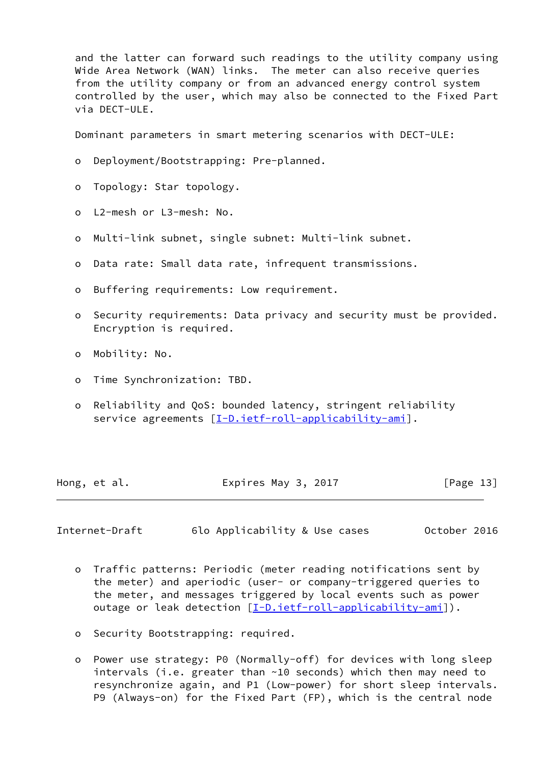and the latter can forward such readings to the utility company using Wide Area Network (WAN) links. The meter can also receive queries from the utility company or from an advanced energy control system controlled by the user, which may also be connected to the Fixed Part via DECT-ULE.

Dominant parameters in smart metering scenarios with DECT-ULE:

- Deployment/Bootstrapping: Pre-planned.
- Topology: Star topology.
- L2-mesh or L3-mesh: No.
- Multi-link subnet, single subnet: Multi-link subnet.
- Data rate: Small data rate, infrequent transmissions.
- Buffering requirements: Low requirement.
- Security requirements: Data privacy and security must be provided. Encryption is required.
- Mobility: No.
- Time Synchronization: TBD.
- Reliability and QoS: bounded latency, stringent reliability service agreements [I-D.ietf-roll-applicability-ami].
- Traffic patterns: Periodic (meter reading notifications sent by the meter) and aperiodic (user- or company-triggered queries to the meter, and messages triggered by local events such as power outage or leak detection [I-D.ietf-roll-applicability-ami]).
- Security Bootstrapping: required.
- Power use strategy: P0 (Normally-off) for devices with long sleep intervals (i.e. greater than ~10 seconds) which then may need to resynchronize again, and P1 (Low-power) for short sleep intervals. P9 (Always-on) for the Fixed Part (FP), which is the central node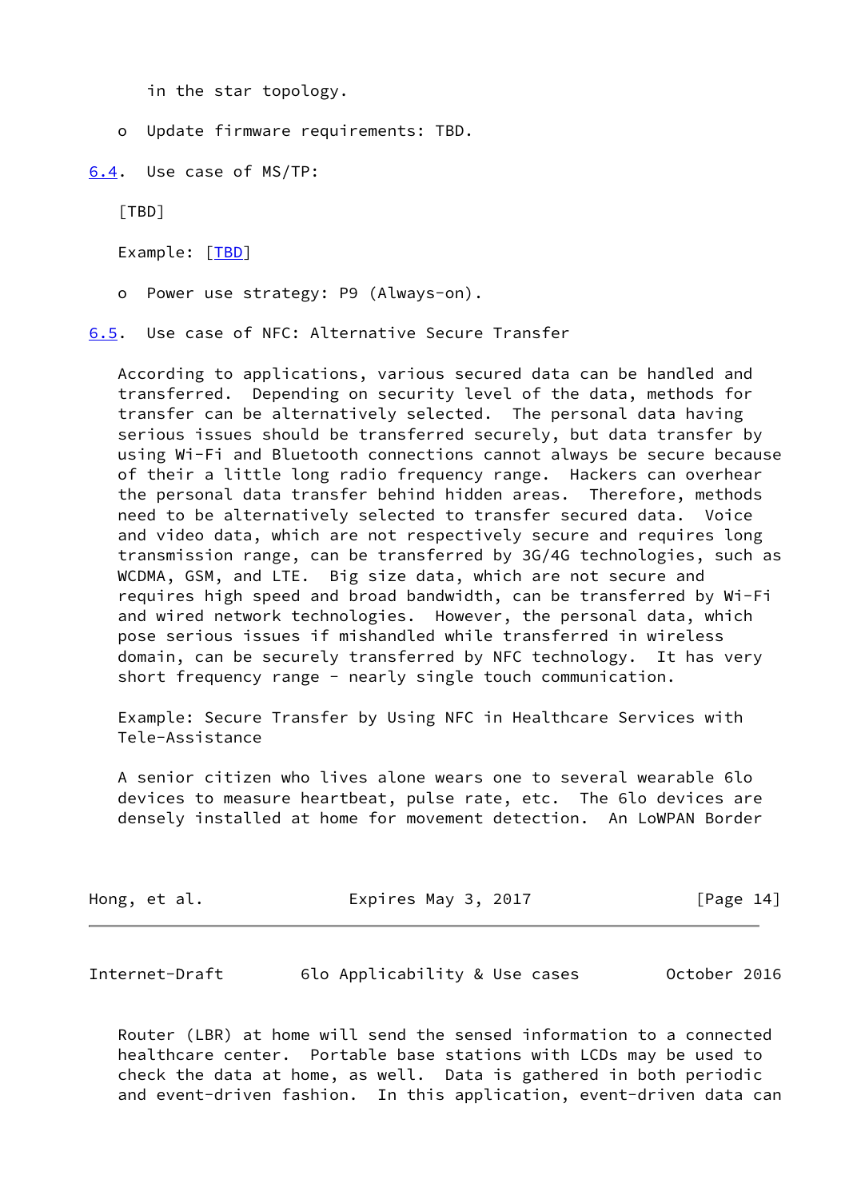in the star topology.

- Update firmware requirements: TBD.

### 6.4. Use case of MS/TP:

[TBD]

Example: [TBD]

- Power use strategy: P9 (Always-on).

### 6.5. Use case of NFC: Alternative Secure Transfer

According to applications, various secured data can be handled and transferred. Depending on security level of the data, methods for transfer can be alternatively selected. The personal data having serious issues should be transferred securely, but data transfer by using Wi-Fi and Bluetooth connections cannot always be secure because of their a little long radio frequency range. Hackers can overhear the personal data transfer behind hidden areas. Therefore, methods need to be alternatively selected to transfer secured data. Voice and video data, which are not respectively secure and requires long transmission range, can be transferred by 3G/4G technologies, such as WCDMA, GSM, and LTE. Big size data, which are not secure and requires high speed and broad bandwidth, can be transferred by Wi-Fi and wired network technologies. However, the personal data, which pose serious issues if mishandled while transferred in wireless domain, can be securely transferred by NFC technology. It has very short frequency range - nearly single touch communication.

Example: Secure Transfer by Using NFC in Healthcare Services with Tele-Assistance

A senior citizen who lives alone wears one to several wearable 6lo devices to measure heartbeat, pulse rate, etc. The 6lo devices are densely installed at home for movement detection. An LoWPAN Border Router (LBR) at home will send the sensed information to a connected healthcare center. Portable base stations with LCDs may be used to check the data at home, as well. Data is gathered in both periodic and event-driven fashion. In this application, event-driven data can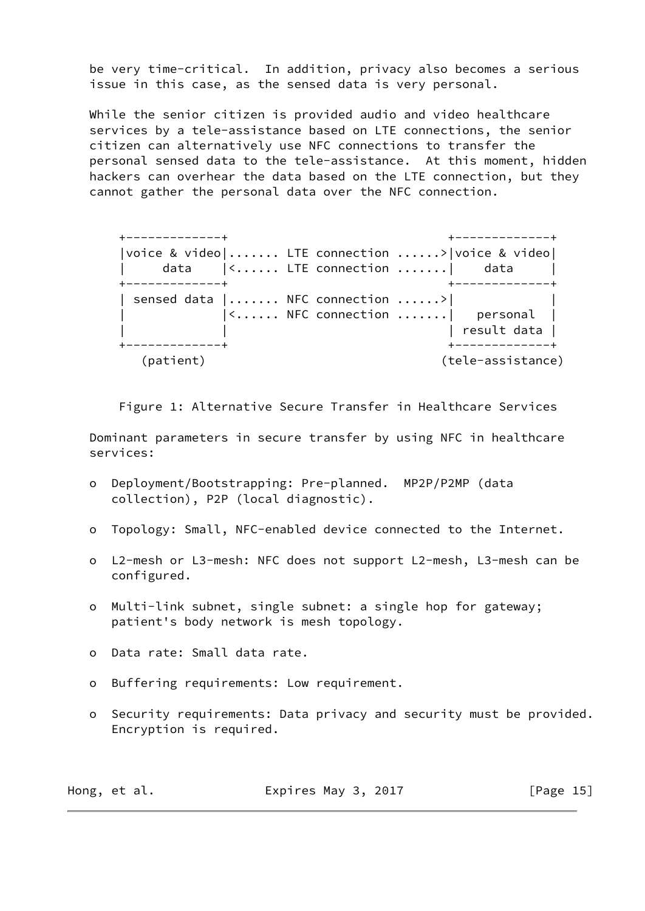be very time-critical. In addition, privacy also becomes a serious issue in this case, as the sensed data is very personal.

While the senior citizen is provided audio and video healthcare services by a tele-assistance based on LTE connections, the senior citizen can alternatively use NFC connections to transfer the personal sensed data to the tele-assistance. At this moment, hidden hackers can overhear the data based on the LTE connection, but they cannot gather the personal data over the NFC connection.

```
   +-------------+                                +-------------+
   |voice & video|....... LTE connection ......>|voice & video|
   |     data    |<...... LTE connection .......|    data     |
   +-------------+                                +-------------+
   | sensed data |....... NFC connection ......>|             |
   |             |<...... NFC connection .......|   personal  |
   |             |                                | result data |
   +-------------+                                +-------------+
      (patient)                                  (tele-assistance)
```

Figure 1: Alternative Secure Transfer in Healthcare Services

Dominant parameters in secure transfer by using NFC in healthcare services:

- Deployment/Bootstrapping: Pre-planned. MP2P/P2MP (data collection), P2P (local diagnostic).
- Topology: Small, NFC-enabled device connected to the Internet.
- L2-mesh or L3-mesh: NFC does not support L2-mesh, L3-mesh can be configured.
- Multi-link subnet, single subnet: a single hop for gateway; patient's body network is mesh topology.
- Data rate: Small data rate.
- Buffering requirements: Low requirement.
- Security requirements: Data privacy and security must be provided. Encryption is required.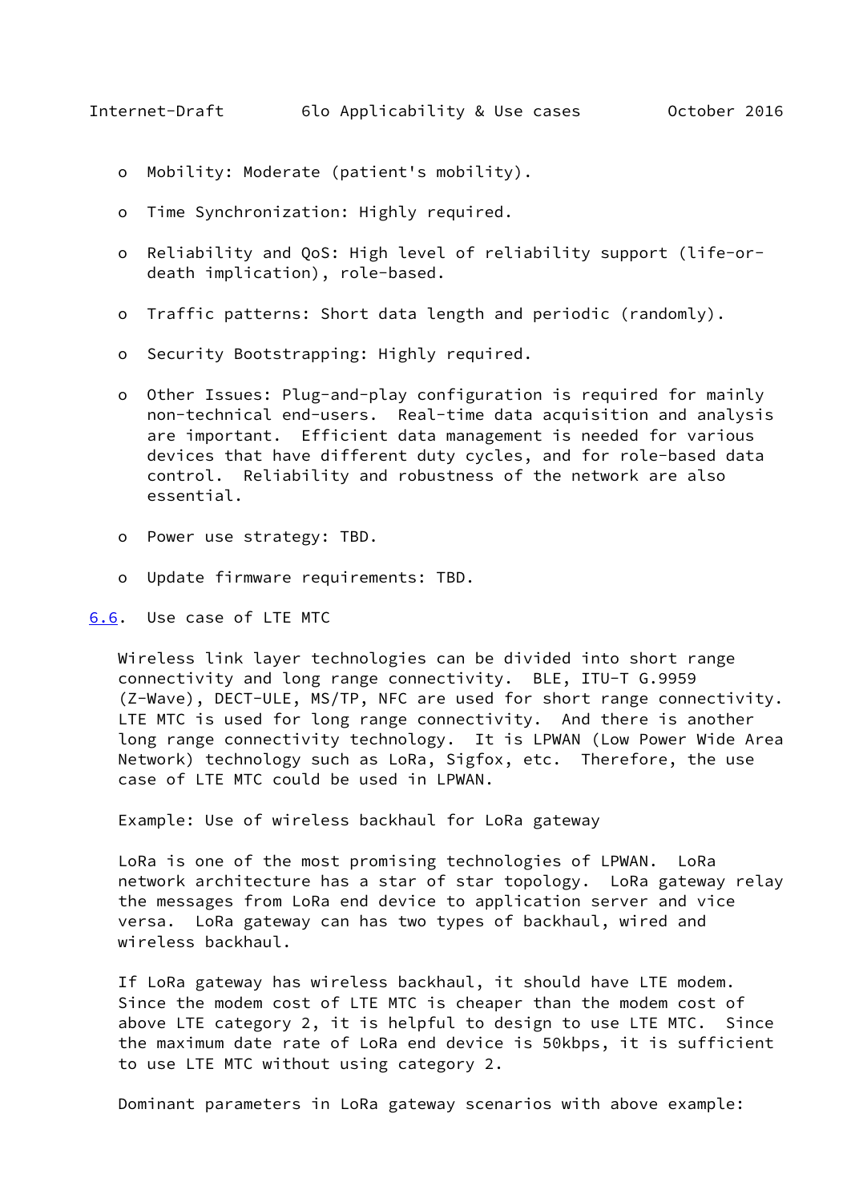- Mobility: Moderate (patient's mobility).
- Time Synchronization: Highly required.
- Reliability and QoS: High level of reliability support (life-or-death implication), role-based.
- Traffic patterns: Short data length and periodic (randomly).
- Security Bootstrapping: Highly required.
- Other Issues: Plug-and-play configuration is required for mainly non-technical end-users. Real-time data acquisition and analysis are important. Efficient data management is needed for various devices that have different duty cycles, and for role-based data control. Reliability and robustness of the network are also essential.
- Power use strategy: TBD.
- Update firmware requirements: TBD.

### 6.6. Use case of LTE MTC

Wireless link layer technologies can be divided into short range connectivity and long range connectivity. BLE, ITU-T G.9959 (Z-Wave), DECT-ULE, MS/TP, NFC are used for short range connectivity. LTE MTC is used for long range connectivity. And there is another long range connectivity technology. It is LPWAN (Low Power Wide Area Network) technology such as LoRa, Sigfox, etc. Therefore, the use case of LTE MTC could be used in LPWAN.

Example: Use of wireless backhaul for LoRa gateway

LoRa is one of the most promising technologies of LPWAN. LoRa network architecture has a star of star topology. LoRa gateway relay the messages from LoRa end device to application server and vice versa. LoRa gateway can has two types of backhaul, wired and wireless backhaul.

If LoRa gateway has wireless backhaul, it should have LTE modem. Since the modem cost of LTE MTC is cheaper than the modem cost of above LTE category 2, it is helpful to design to use LTE MTC. Since the maximum date rate of LoRa end device is 50kbps, it is sufficient to use LTE MTC without using category 2.

Dominant parameters in LoRa gateway scenarios with above example: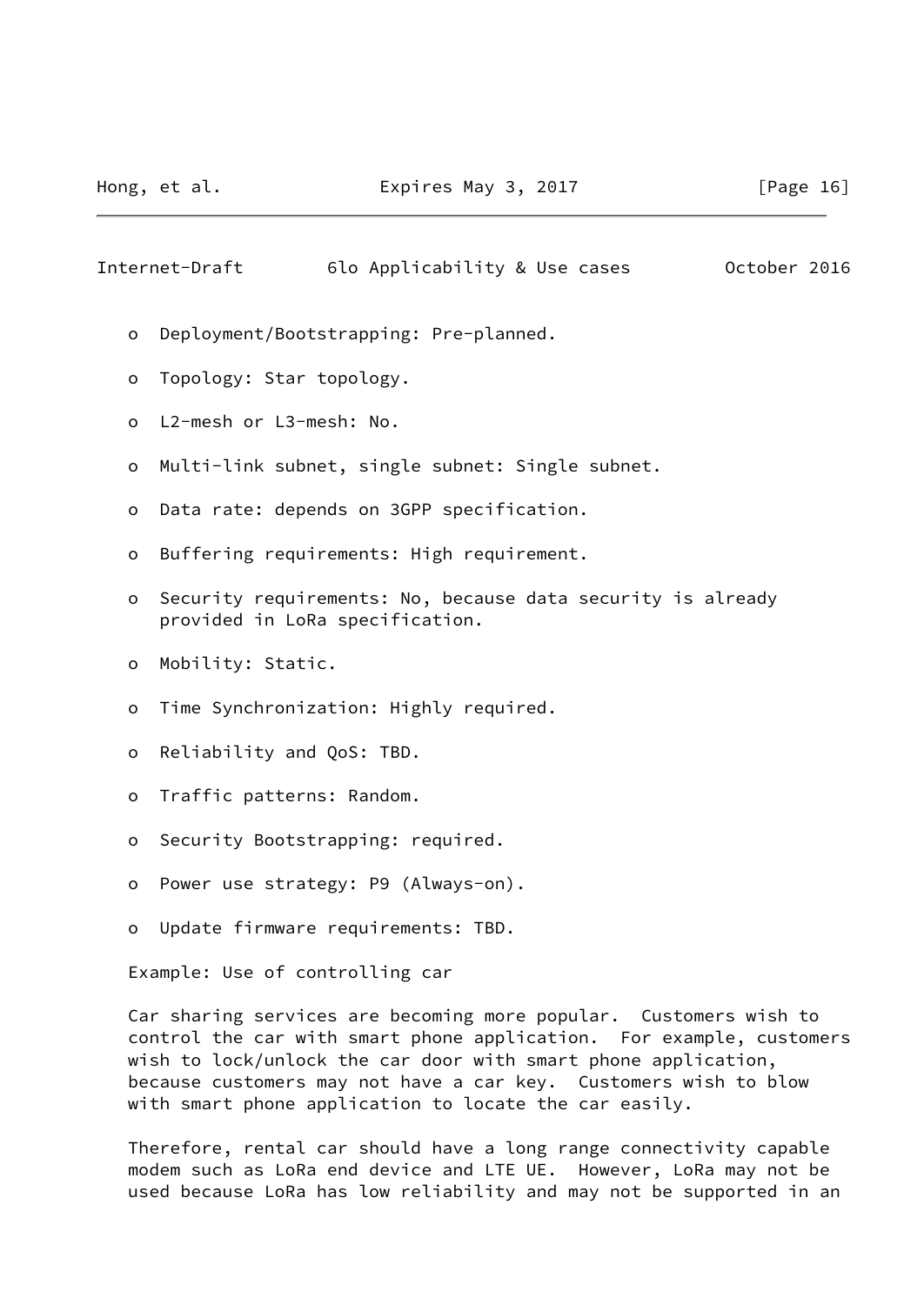- Deployment/Bootstrapping: Pre-planned.

- Topology: Star topology.

- L2-mesh or L3-mesh: No.

- Multi-link subnet, single subnet: Single subnet.

- Data rate: depends on 3GPP specification.

- Buffering requirements: High requirement.

- Security requirements: No, because data security is already provided in LoRa specification.

- Mobility: Static.

- Time Synchronization: Highly required.

- Reliability and QoS: TBD.

- Traffic patterns: Random.

- Security Bootstrapping: required.

- Power use strategy: P9 (Always-on).

- Update firmware requirements: TBD.

Example: Use of controlling car

Car sharing services are becoming more popular. Customers wish to control the car with smart phone application. For example, customers wish to lock/unlock the car door with smart phone application, because customers may not have a car key. Customers wish to blow with smart phone application to locate the car easily.

Therefore, rental car should have a long range connectivity capable modem such as LoRa end device and LTE UE. However, LoRa may not be used because LoRa has low reliability and may not be supported in an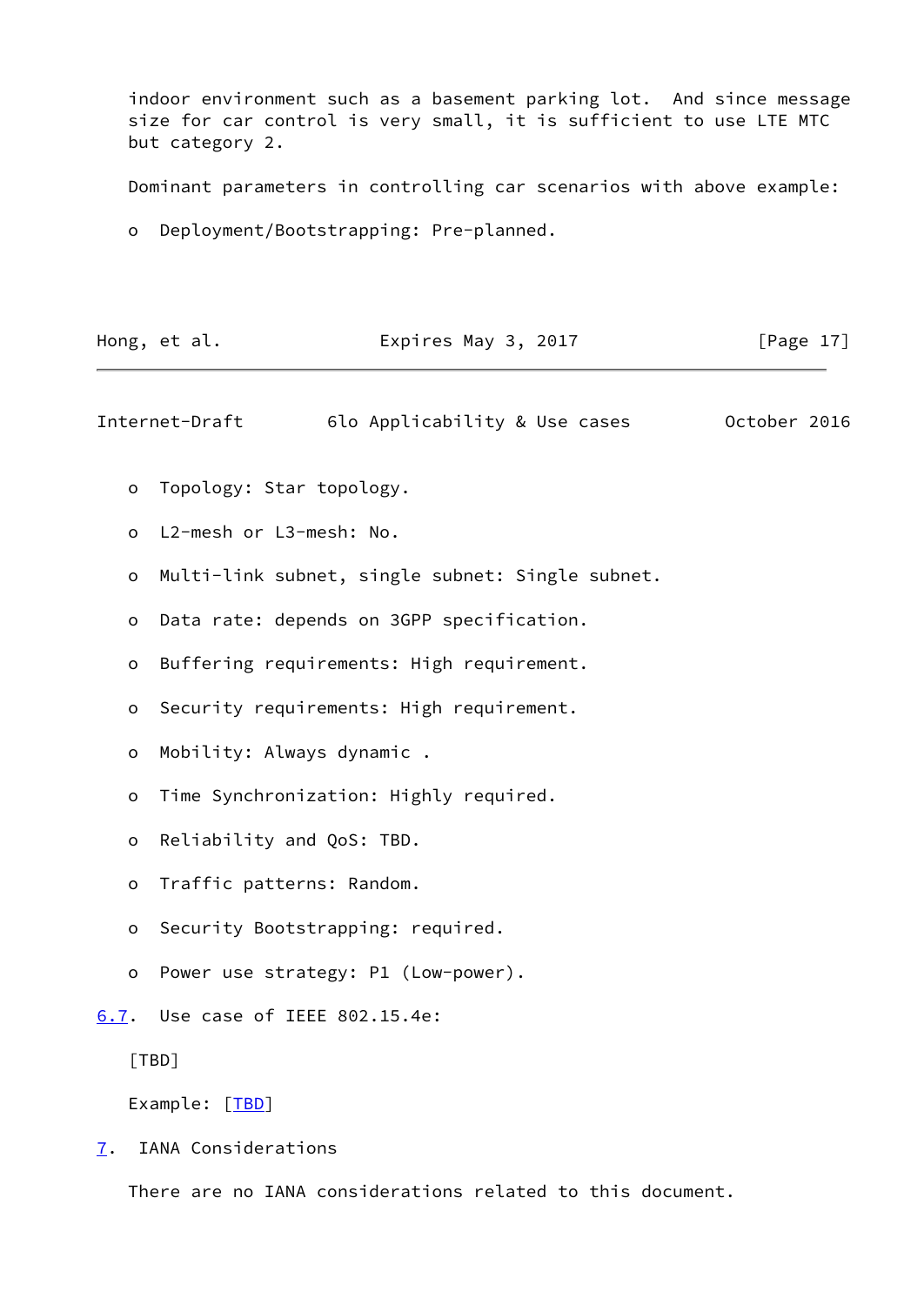indoor environment such as a basement parking lot. And since message size for car control is very small, it is sufficient to use LTE MTC but category 2.

Dominant parameters in controlling car scenarios with above example:

- Deployment/Bootstrapping: Pre-planned.
- Topology: Star topology.
- L2-mesh or L3-mesh: No.
- Multi-link subnet, single subnet: Single subnet.
- Data rate: depends on 3GPP specification.
- Buffering requirements: High requirement.
- Security requirements: High requirement.
- Mobility: Always dynamic .
- Time Synchronization: Highly required.
- Reliability and QoS: TBD.
- Traffic patterns: Random.
- Security Bootstrapping: required.
- Power use strategy: P1 (Low-power).

### 6.7. Use case of IEEE 802.15.4e:

[TBD]

Example: [TBD]

## 7. IANA Considerations

There are no IANA considerations related to this document.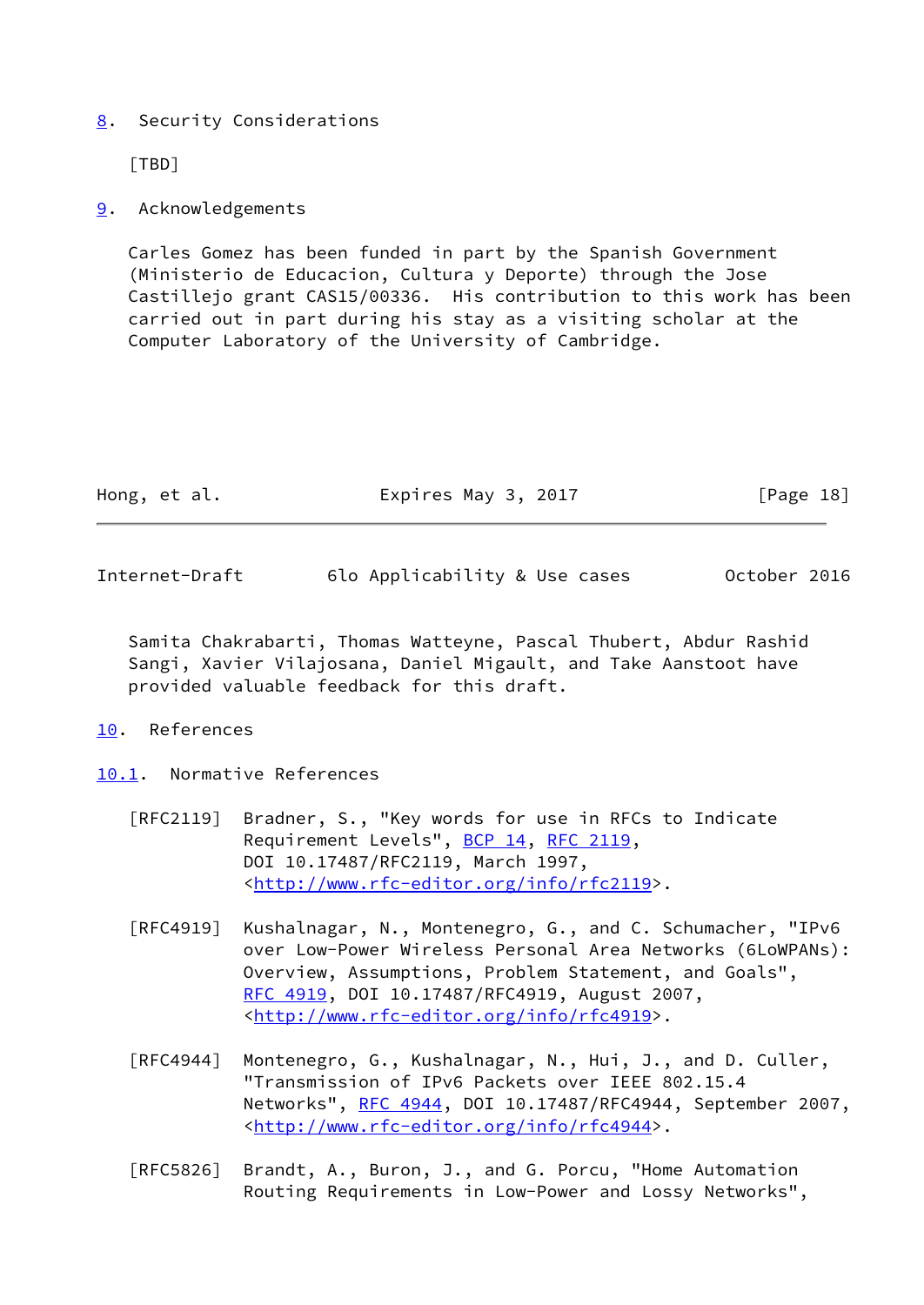## 8. Security Considerations

[TBD]

## 9. Acknowledgements

Carles Gomez has been funded in part by the Spanish Government (Ministerio de Educacion, Cultura y Deporte) through the Jose Castillejo grant CAS15/00336. His contribution to this work has been carried out in part during his stay as a visiting scholar at the Computer Laboratory of the University of Cambridge.

Samita Chakrabarti, Thomas Watteyne, Pascal Thubert, Abdur Rashid Sangi, Xavier Vilajosana, Daniel Migault, and Take Aanstoot have provided valuable feedback for this draft.

## 10. References

### 10.1. Normative References

[RFC2119] Bradner, S., "Key words for use in RFCs to Indicate Requirement Levels", BCP 14, RFC 2119, DOI 10.17487/RFC2119, March 1997, <http://www.rfc-editor.org/info/rfc2119>.

[RFC4919] Kushalnagar, N., Montenegro, G., and C. Schumacher, "IPv6 over Low-Power Wireless Personal Area Networks (6LoWPANs): Overview, Assumptions, Problem Statement, and Goals", RFC 4919, DOI 10.17487/RFC4919, August 2007, <http://www.rfc-editor.org/info/rfc4919>.

[RFC4944] Montenegro, G., Kushalnagar, N., Hui, J., and D. Culler, "Transmission of IPv6 Packets over IEEE 802.15.4 Networks", RFC 4944, DOI 10.17487/RFC4944, September 2007, <http://www.rfc-editor.org/info/rfc4944>.

[RFC5826] Brandt, A., Buron, J., and G. Porcu, "Home Automation Routing Requirements in Low-Power and Lossy Networks",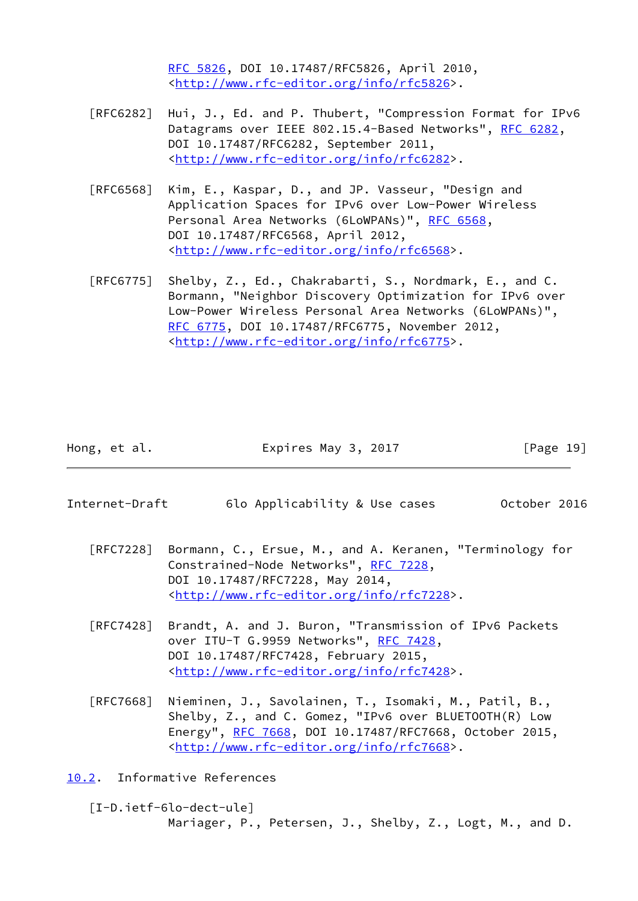RFC 5826, DOI 10.17487/RFC5826, April 2010, <http://www.rfc-editor.org/info/rfc5826>.

[RFC6282] Hui, J., Ed. and P. Thubert, "Compression Format for IPv6 Datagrams over IEEE 802.15.4-Based Networks", RFC 6282, DOI 10.17487/RFC6282, September 2011, <http://www.rfc-editor.org/info/rfc6282>.

[RFC6568] Kim, E., Kaspar, D., and JP. Vasseur, "Design and Application Spaces for IPv6 over Low-Power Wireless Personal Area Networks (6LoWPANs)", RFC 6568, DOI 10.17487/RFC6568, April 2012, <http://www.rfc-editor.org/info/rfc6568>.

[RFC6775] Shelby, Z., Ed., Chakrabarti, S., Nordmark, E., and C. Bormann, "Neighbor Discovery Optimization for IPv6 over Low-Power Wireless Personal Area Networks (6LoWPANs)", RFC 6775, DOI 10.17487/RFC6775, November 2012, <http://www.rfc-editor.org/info/rfc6775>.

[RFC7228] Bormann, C., Ersue, M., and A. Keranen, "Terminology for Constrained-Node Networks", RFC 7228, DOI 10.17487/RFC7228, May 2014, <http://www.rfc-editor.org/info/rfc7228>.

[RFC7428] Brandt, A. and J. Buron, "Transmission of IPv6 Packets over ITU-T G.9959 Networks", RFC 7428, DOI 10.17487/RFC7428, February 2015, <http://www.rfc-editor.org/info/rfc7428>.

[RFC7668] Nieminen, J., Savolainen, T., Isomaki, M., Patil, B., Shelby, Z., and C. Gomez, "IPv6 over BLUETOOTH(R) Low Energy", RFC 7668, DOI 10.17487/RFC7668, October 2015, <http://www.rfc-editor.org/info/rfc7668>.

## 10.2. Informative References

[I-D.ietf-6lo-dect-ule]
Mariager, P., Petersen, J., Shelby, Z., Logt, M., and D.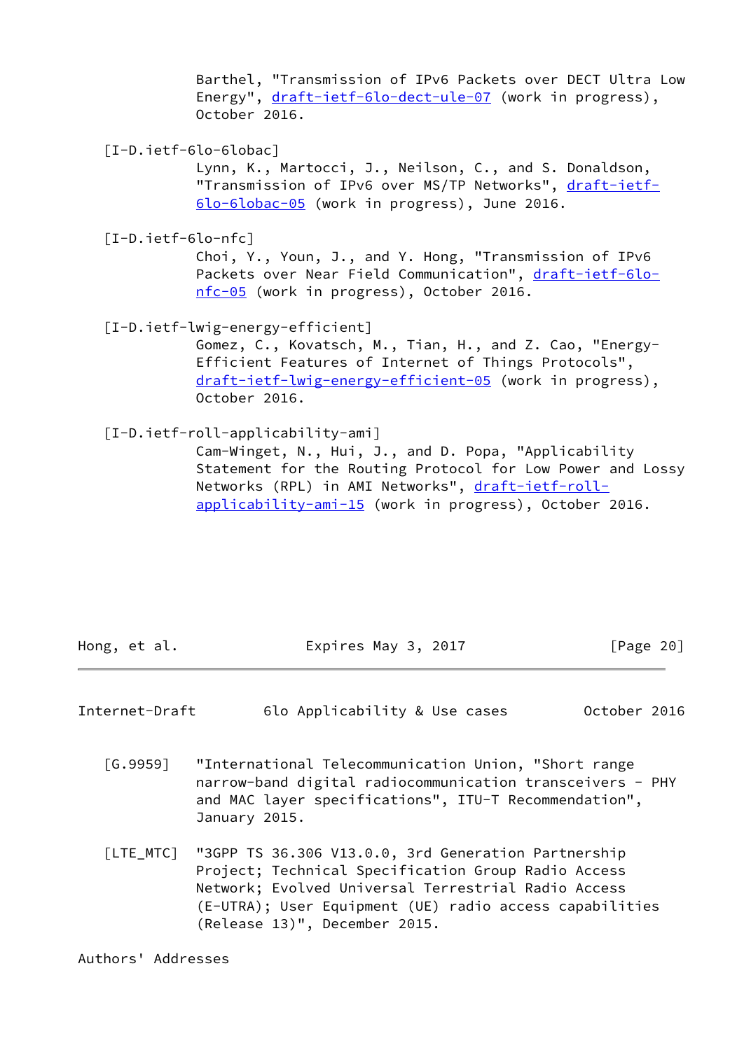Barthel, "Transmission of IPv6 Packets over DECT Ultra Low Energy", draft-ietf-6lo-dect-ule-07 (work in progress), October 2016.

[I-D.ietf-6lo-6lobac]
Lynn, K., Martocci, J., Neilson, C., and S. Donaldson, "Transmission of IPv6 over MS/TP Networks", draft-ietf-6lo-6lobac-05 (work in progress), June 2016.

[I-D.ietf-6lo-nfc]
Choi, Y., Youn, J., and Y. Hong, "Transmission of IPv6 Packets over Near Field Communication", draft-ietf-6lo-nfc-05 (work in progress), October 2016.

[I-D.ietf-lwig-energy-efficient]
Gomez, C., Kovatsch, M., Tian, H., and Z. Cao, "Energy-Efficient Features of Internet of Things Protocols", draft-ietf-lwig-energy-efficient-05 (work in progress), October 2016.

[I-D.ietf-roll-applicability-ami]
Cam-Winget, N., Hui, J., and D. Popa, "Applicability Statement for the Routing Protocol for Low Power and Lossy Networks (RPL) in AMI Networks", draft-ietf-roll-applicability-ami-15 (work in progress), October 2016.

[G.9959] "International Telecommunication Union, "Short range narrow-band digital radiocommunication transceivers - PHY and MAC layer specifications", ITU-T Recommendation", January 2015.

[LTE_MTC] "3GPP TS 36.306 V13.0.0, 3rd Generation Partnership Project; Technical Specification Group Radio Access Network; Evolved Universal Terrestrial Radio Access (E-UTRA); User Equipment (UE) radio access capabilities (Release 13)", December 2015.

Authors' Addresses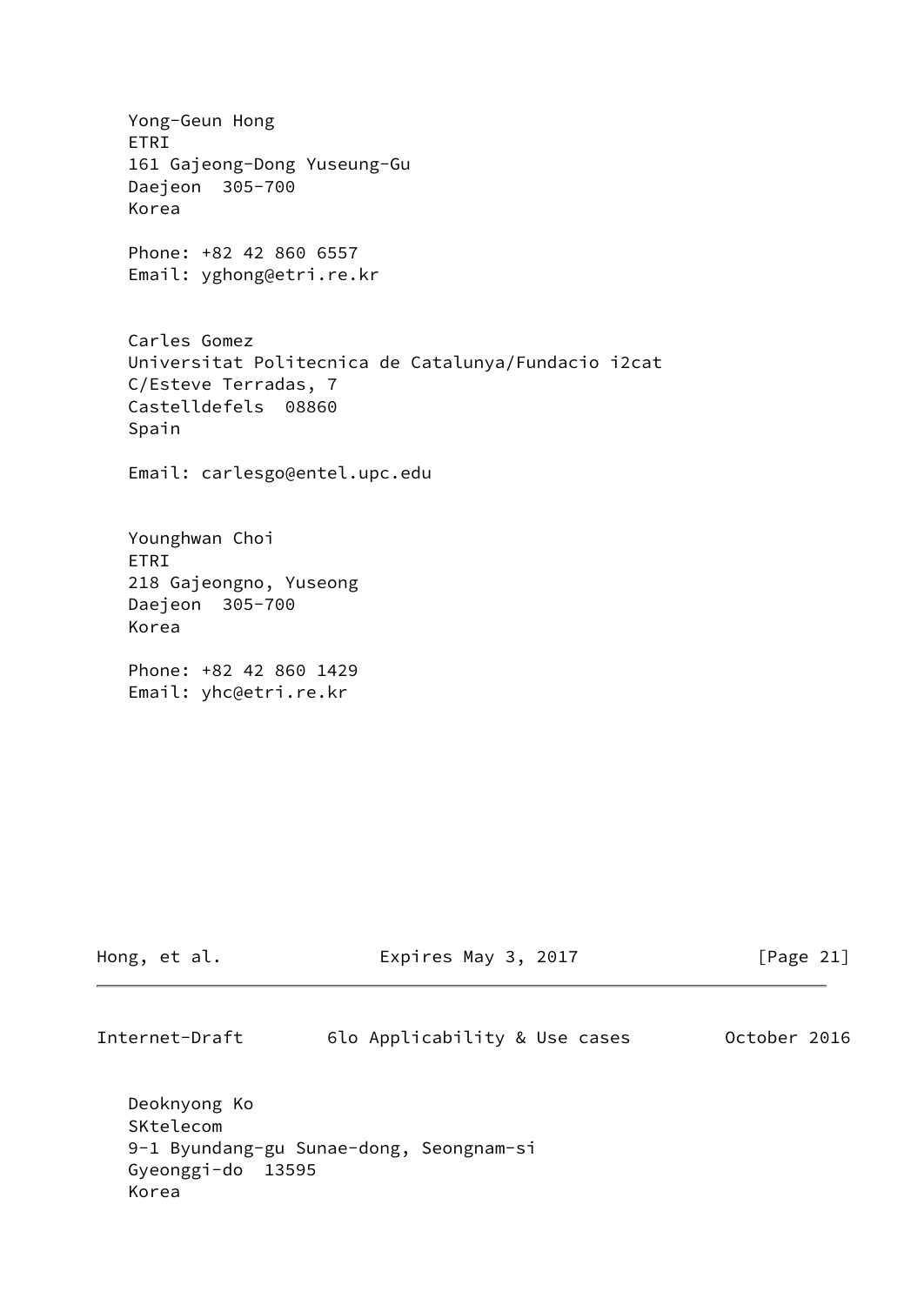Yong-Geun Hong
ETRI
161 Gajeong-Dong Yuseung-Gu
Daejeon  305-700
Korea

Phone: +82 42 860 6557
Email: yghong@etri.re.kr

Carles Gomez
Universitat Politecnica de Catalunya/Fundacio i2cat
C/Esteve Terradas, 7
Castelldefels  08860
Spain

Email: carlesgo@entel.upc.edu

Younghwan Choi
ETRI
218 Gajeongno, Yuseong
Daejeon  305-700
Korea

Phone: +82 42 860 1429
Email: yhc@etri.re.kr

Deoknyong Ko
SKtelecom
9-1 Byundang-gu Sunae-dong, Seongnam-si
Gyeonggi-do  13595
Korea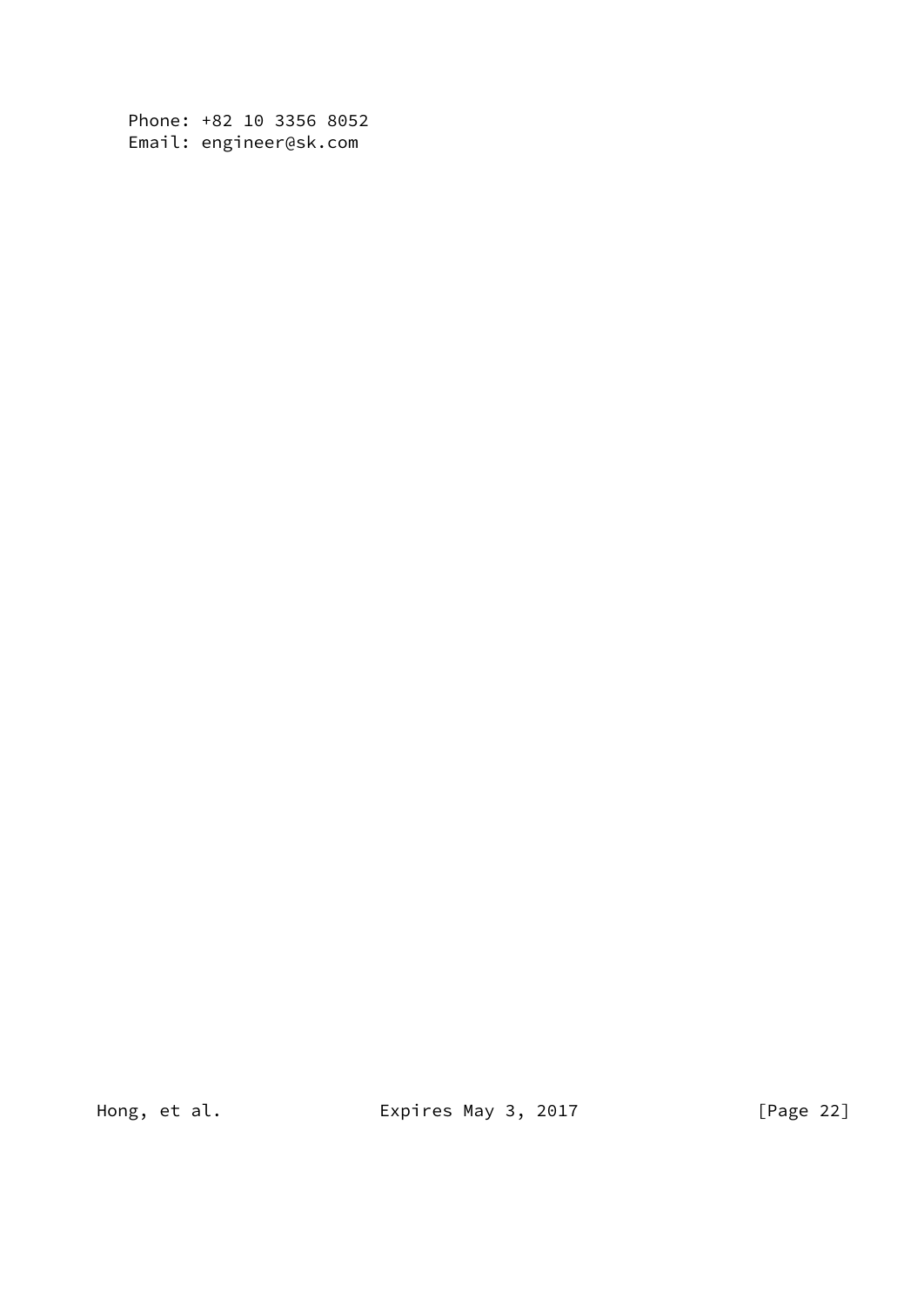Phone: +82 10 3356 8052
Email: engineer@sk.com